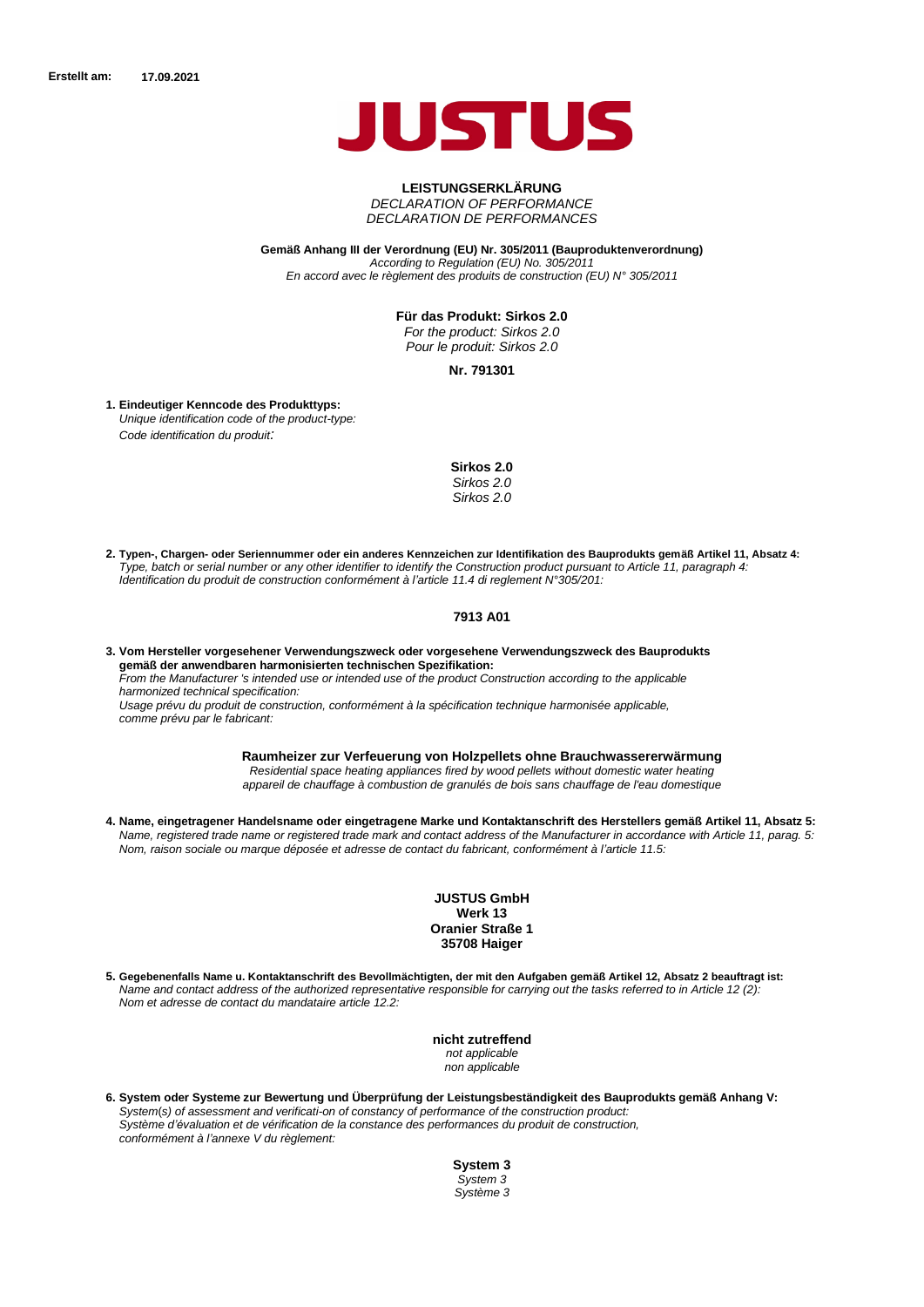**Erstellt am:** **17.09.2021**

# JUSTUS

## LEISTUNGSERKLÄRUNG
*DECLARATION OF PERFORMANCE*
*DECLARATION DE PERFORMANCES*

**Gemäß Anhang III der Verordnung (EU) Nr. 305/2011 (Bauproduktenverordnung)**
*According to Regulation (EU) No. 305/2011*
*En accord avec le règlement des produits de construction (EU) N° 305/2011*

**Für das Produkt: Sirkos 2.0**
*For the product: Sirkos 2.0*
*Pour le produit: Sirkos 2.0*

**Nr. 791301**

**1. Eindeutiger Kenncode des Produkttyps:**
*Unique identification code of the product-type:*
*Code identification du produit:*

**Sirkos 2.0**
*Sirkos 2.0*
*Sirkos 2.0*

**2. Typen-, Chargen- oder Seriennummer oder ein anderes Kennzeichen zur Identifikation des Bauprodukts gemäß Artikel 11, Absatz 4:**
*Type, batch or serial number or any other identifier to identify the Construction product pursuant to Article 11, paragraph 4:*
*Identification du produit de construction conformément à l'article 11.4 di reglement N°305/201:*

**7913 A01**

**3. Vom Hersteller vorgesehener Verwendungszweck oder vorgesehene Verwendungszweck des Bauprodukts gemäß der anwendbaren harmonisierten technischen Spezifikation:**
*From the Manufacturer 's intended use or intended use of the product Construction according to the applicable harmonized technical specification:*
*Usage prévu du produit de construction, conformément à la spécification technique harmonisée applicable, comme prévu par le fabricant:*

**Raumheizer zur Verfeuerung von Holzpellets ohne Brauchwassererwärmung**
*Residential space heating appliances fired by wood pellets without domestic water heating*
*appareil de chauffage à combustion de granulés de bois sans chauffage de l'eau domestique*

**4. Name, eingetragener Handelsname oder eingetragene Marke und Kontaktanschrift des Herstellers gemäß Artikel 11, Absatz 5:**
*Name, registered trade name or registered trade mark and contact address of the Manufacturer in accordance with Article 11, parag. 5:*
*Nom, raison sociale ou marque déposée et adresse de contact du fabricant, conformément à l'article 11.5:*

**JUSTUS GmbH**
**Werk 13**
**Oranier Straße 1**
**35708 Haiger**

**5. Gegebenenfalls Name u. Kontaktanschrift des Bevollmächtigten, der mit den Aufgaben gemäß Artikel 12, Absatz 2 beauftragt ist:**
*Name and contact address of the authorized representative responsible for carrying out the tasks referred to in Article 12 (2):*
*Nom et adresse de contact du mandataire article 12.2:*

**nicht zutreffend**
*not applicable*
*non applicable*

**6. System oder Systeme zur Bewertung und Überprüfung der Leistungsbeständigkeit des Bauprodukts gemäß Anhang V:**
*System(s) of assessment and verificati-on of constancy of performance of the construction product:*
*Système d'évaluation et de vérification de la constance des performances du produit de construction, conformément à l'annexe V du règlement:*

**System 3**
*System 3*
*Système 3*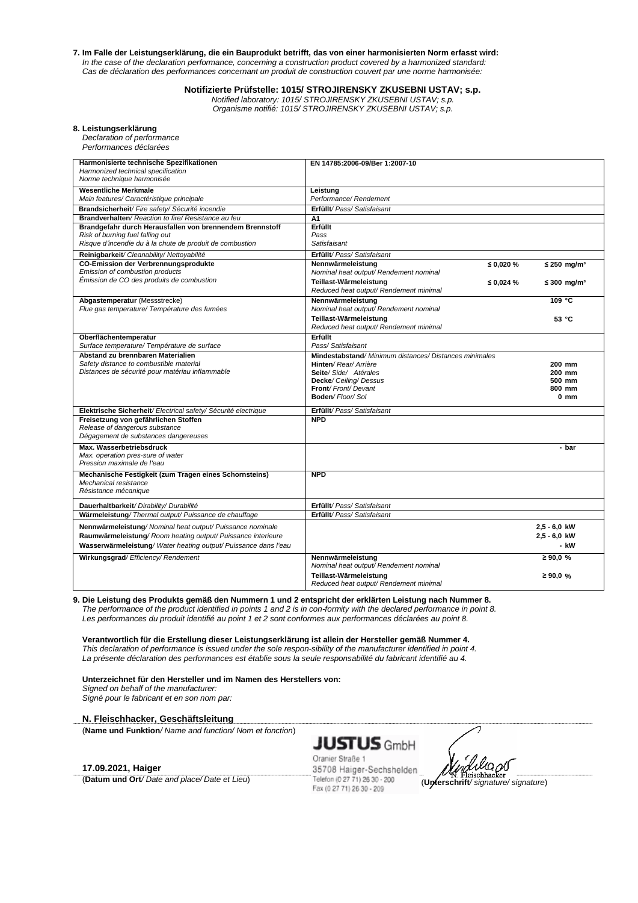**7. Im Falle der Leistungserklärung, die ein Bauprodukt betrifft, das von einer harmonisierten Norm erfasst wird:**
*In the case of the declaration performance, concerning a construction product covered by a harmonized standard:*
*Cas de déclaration des performances concernant un produit de construction couvert par une norme harmonisée:*

**Notifizierte Prüfstelle: 1015/ STROJIRENSKY ZKUSEBNI USTAV; s.p.**
*Notified laboratory: 1015/ STROJIRENSKY ZKUSEBNI USTAV; s.p.*
*Organisme notifié: 1015/ STROJIRENSKY ZKUSEBNI USTAV; s.p.*

**8. Leistungserklärung**
*Declaration of performance*
*Performances déclarées*

| | | | |
|---|---|---|---|
| **Harmonisierte technische Spezifikationen**<br>*Harmonized technical specification*<br>*Norme technique harmonisée* | **EN 14785:2006-09/Ber 1:2007-10** | | |
| **Wesentliche Merkmale**<br>*Main features/ Caractéristique principale* | **Leistung**<br>*Performance/ Rendement* | | |
| **Brandsicherheit**/ *Fire safety/ Sécurité incendie* | **Erfüllt**/ *Pass/ Satisfaisant* | | |
| **Brandverhalten**/ *Reaction to fire/ Resistance au feu* | **A1** | | |
| **Brandgefahr durch Herausfallen von brennendem Brennstoff**<br>*Risk of burning fuel falling out*<br>*Risque d'incendie du à la chute de produit de combustion* | **Erfüllt**<br>*Pass*<br>*Satisfaisant* | | |
| **Reinigbarkeit**/ *Cleanability/ Nettoyabilité* | **Erfüllt**/ *Pass/ Satisfaisant* | | |
| **CO-Emission der Verbrennungsprodukte**<br>*Emission of combustion products*<br>*Émission de CO des produits de combustion* | **Nennwärmeleistung**<br>*Nominal heat output/ Rendement nominal* | **≤ 0,020 %** | **≤ 250 mg/m³** |
| | **Teillast-Wärmeleistung**<br>*Reduced heat output/ Rendement minimal* | **≤ 0,024 %** | **≤ 300 mg/m³** |
| **Abgastemperatur** (Messstrecke)<br>*Flue gas temperature/ Température des fumées* | **Nennwärmeleistung**<br>*Nominal heat output/ Rendement nominal* | | **109 °C** |
| | **Teillast-Wärmeleistung**<br>*Reduced heat output/ Rendement minimal* | | **53 °C** |
| **Oberflächentemperatur**<br>*Surface temperature/ Température de surface* | **Erfüllt**<br>*Pass/ Satisfaisant* | | |
| **Abstand zu brennbaren Materialien**<br>*Safety distance to combustible material*<br>*Distances de sécurité pour matériau inflammable* | **Mindestabstand**/ *Minimum distances/ Distances minimales* | | |
| | **Hinten**/ *Rear/ Arrière* | | **200 mm** |
| | **Seite**/ *Side/ Atérales* | | **200 mm** |
| | **Decke**/ *Ceiling/ Dessus* | | **500 mm** |
| | **Front**/ *Front/ Devant* | | **800 mm** |
| | **Boden**/ *Floor/ Sol* | | **0 mm** |
| **Elektrische Sicherheit**/ *Electrical safety/ Sécurité electrique* | **Erfüllt**/ *Pass/ Satisfaisant* | | |
| **Freisetzung von gefährlichen Stoffen**<br>*Release of dangerous substance*<br>*Dégagement de substances dangereuses* | **NPD** | | |
| **Max. Wasserbetriebsdruck**<br>*Max. operation pres-sure of water*<br>*Pression maximale de l'eau* | | | **- bar** |
| **Mechanische Festigkeit (zum Tragen eines Schornsteins)**<br>*Mechanical resistance*<br>*Résistance mécanique* | **NPD** | | |
| **Dauerhaltbarkeit**/ *Dirability/ Durabilité* | **Erfüllt**/ *Pass/ Satisfaisant* | | |
| **Wärmeleistung**/ *Thermal output/ Puissance de chauffage* | **Erfüllt**/ *Pass/ Satisfaisant* | | |
| **Nennwärmeleistung**/ *Nominal heat output/ Puissance nominale* | | | **2,5 - 6,0 kW** |
| **Raumwärmeleistung**/ *Room heating output/ Puissance interieure* | | | **2,5 - 6,0 kW** |
| **Wasserwärmeleistung**/ *Water heating output/ Puissance dans l'eau* | | | **- kW** |
| **Wirkungsgrad**/ *Efficiency/ Rendement* | **Nennwärmeleistung**<br>*Nominal heat output/ Rendement nominal* | | **≥ 90,0 %** |
| | **Teillast-Wärmeleistung**<br>*Reduced heat output/ Rendement minimal* | | **≥ 90,0 %** |

**9. Die Leistung des Produkts gemäß den Nummern 1 und 2 entspricht der erklärten Leistung nach Nummer 8.**
*The performance of the product identified in points 1 and 2 is in con-formity with the declared performance in point 8.*
*Les performances du produit identifié au point 1 et 2 sont conformes aux performances déclarées au point 8.*

**Verantwortlich für die Erstellung dieser Leistungserklärung ist allein der Hersteller gemäß Nummer 4.**
*This declaration of performance is issued under the sole respon-sibility of the manufacturer identified in point 4.*
*La présente déclaration des performances est établie sous la seule responsabilité du fabricant identifié au 4.*

**Unterzeichnet für den Hersteller und im Namen des Herstellers von:**
*Signed on behalf of the manufacturer:*
*Signé pour le fabricant et en son nom par:*

**N. Fleischhacker, Geschäftsleitung**
(**Name und Funktion**/ *Name and function/ Nom et fonction*)

**17.09.2021, Haiger**
(**Datum und Ort**/ *Date and place/ Date et Lieu*)

JUSTUS GmbH
Oranier Straße 1
35708 Haiger-Sechshelden
Telefon (0 27 71) 26 30 - 200
Fax (0 27 71) 26 30 - 209

N. Fleischhacker
(**Unterschrift**/ *signature/ signature*)